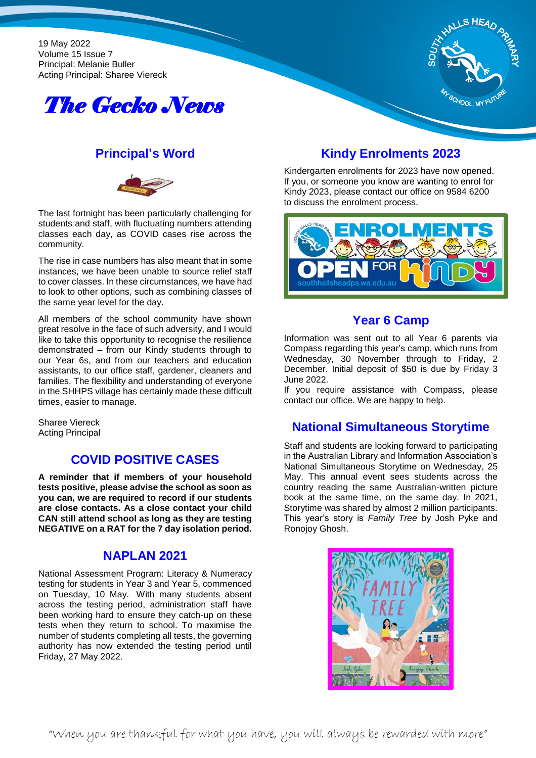19 May 2022
Volume 15 Issue 7
Principal: Melanie Buller
Acting Principal: Sharee Viereck

# The Gecko News

## Principal's Word

The last fortnight has been particularly challenging for students and staff, with fluctuating numbers attending classes each day, as COVID cases rise across the community.

The rise in case numbers has also meant that in some instances, we have been unable to source relief staff to cover classes. In these circumstances, we have had to look to other options, such as combining classes of the same year level for the day.

All members of the school community have shown great resolve in the face of such adversity, and I would like to take this opportunity to recognise the resilience demonstrated – from our Kindy students through to our Year 6s, and from our teachers and education assistants, to our office staff, gardener, cleaners and families. The flexibility and understanding of everyone in the SHHPS village has certainly made these difficult times, easier to manage.

Sharee Viereck
Acting Principal

## COVID POSITIVE CASES

**A reminder that if members of your household tests positive, please advise the school as soon as you can, we are required to record if our students are close contacts. As a close contact your child CAN still attend school as long as they are testing NEGATIVE on a RAT for the 7 day isolation period.**

## NAPLAN 2021

National Assessment Program: Literacy & Numeracy testing for students in Year 3 and Year 5, commenced on Tuesday, 10 May. With many students absent across the testing period, administration staff have been working hard to ensure they catch-up on these tests when they return to school. To maximise the number of students completing all tests, the governing authority has now extended the testing period until Friday, 27 May 2022.

## Kindy Enrolments 2023

Kindergarten enrolments for 2023 have now opened. If you, or someone you know are wanting to enrol for Kindy 2023, please contact our office on 9584 6200 to discuss the enrolment process.

## Year 6 Camp

Information was sent out to all Year 6 parents via Compass regarding this year's camp, which runs from Wednesday, 30 November through to Friday, 2 December. Initial deposit of $50 is due by Friday 3 June 2022.

If you require assistance with Compass, please contact our office. We are happy to help.

## National Simultaneous Storytime

Staff and students are looking forward to participating in the Australian Library and Information Association's National Simultaneous Storytime on Wednesday, 25 May. This annual event sees students across the country reading the same Australian-written picture book at the same time, on the same day. In 2021, Storytime was shared by almost 2 million participants. This year's story is *Family Tree* by Josh Pyke and Ronojoy Ghosh.

"When you are thankful for what you have, you will always be rewarded with more"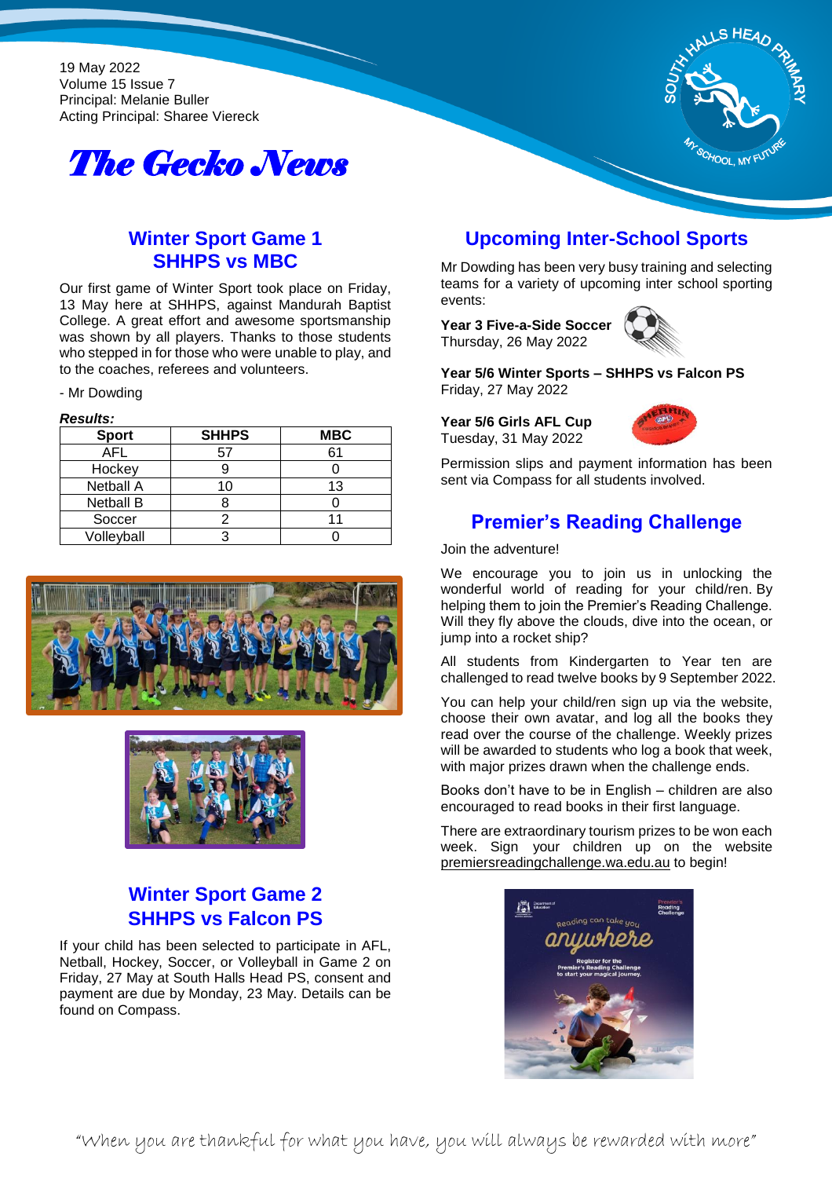19 May 2022
Volume 15 Issue 7
Principal: Melanie Buller
Acting Principal: Sharee Viereck

# The Gecko News

## Winter Sport Game 1 SHHPS vs MBC

Our first game of Winter Sport took place on Friday, 13 May here at SHHPS, against Mandurah Baptist College. A great effort and awesome sportsmanship was shown by all players. Thanks to those students who stepped in for those who were unable to play, and to the coaches, referees and volunteers.

- Mr Dowding

***Results:***

| Sport | SHHPS | MBC |
|---|---|---|
| AFL | 57 | 61 |
| Hockey | 9 | 0 |
| Netball A | 10 | 13 |
| Netball B | 8 | 0 |
| Soccer | 2 | 11 |
| Volleyball | 3 | 0 |

## Winter Sport Game 2 SHHPS vs Falcon PS

If your child has been selected to participate in AFL, Netball, Hockey, Soccer, or Volleyball in Game 2 on Friday, 27 May at South Halls Head PS, consent and payment are due by Monday, 23 May. Details can be found on Compass.

## Upcoming Inter-School Sports

Mr Dowding has been very busy training and selecting teams for a variety of upcoming inter school sporting events:

**Year 3 Five-a-Side Soccer**
Thursday, 26 May 2022

**Year 5/6 Winter Sports – SHHPS vs Falcon PS**
Friday, 27 May 2022

**Year 5/6 Girls AFL Cup**
Tuesday, 31 May 2022

Permission slips and payment information has been sent via Compass for all students involved.

## Premier's Reading Challenge

Join the adventure!

We encourage you to join us in unlocking the wonderful world of reading for your child/ren. By helping them to join the Premier's Reading Challenge. Will they fly above the clouds, dive into the ocean, or jump into a rocket ship?

All students from Kindergarten to Year ten are challenged to read twelve books by 9 September 2022.

You can help your child/ren sign up via the website, choose their own avatar, and log all the books they read over the course of the challenge. Weekly prizes will be awarded to students who log a book that week, with major prizes drawn when the challenge ends.

Books don't have to be in English – children are also encouraged to read books in their first language.

There are extraordinary tourism prizes to be won each week. Sign your children up on the website premiersreadingchallenge.wa.edu.au to begin!

"When you are thankful for what you have, you will always be rewarded with more"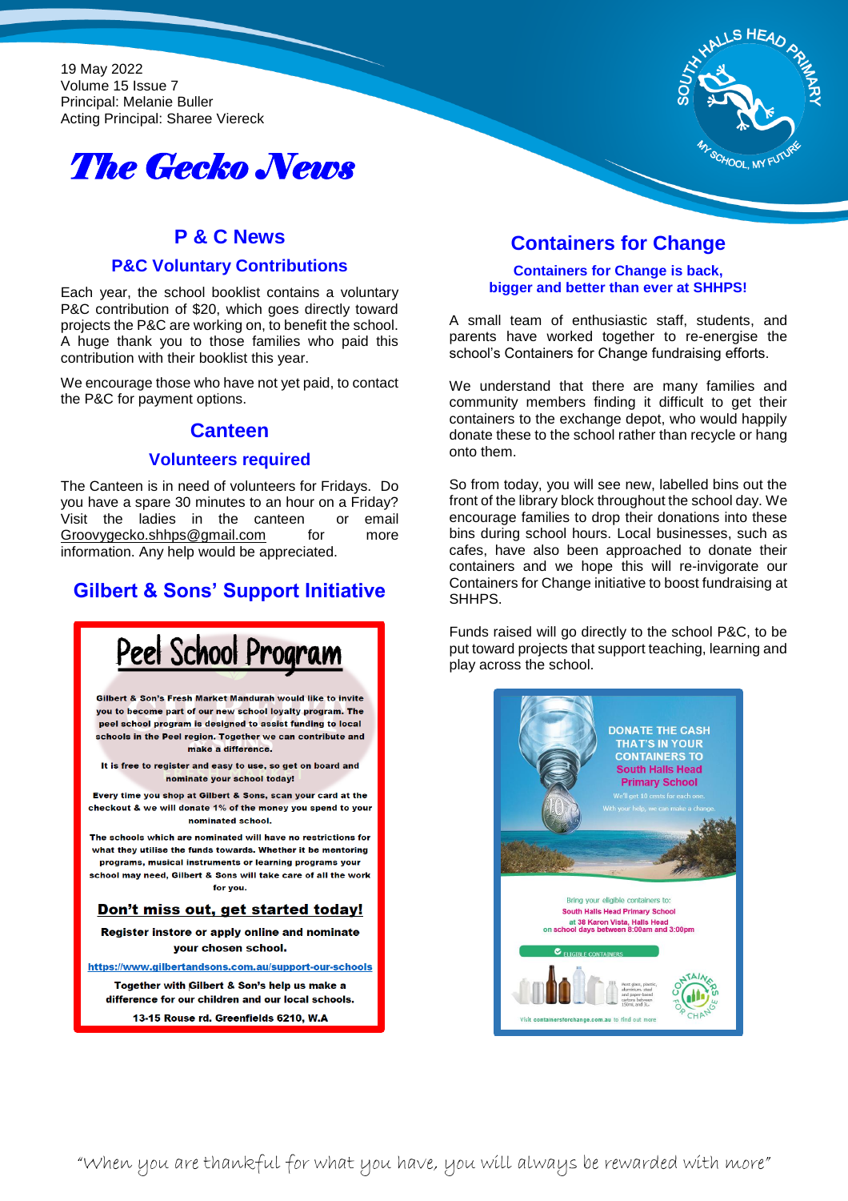19 May 2022
Volume 15 Issue 7
Principal: Melanie Buller
Acting Principal: Sharee Viereck

# The Gecko News

## P & C News

### P&C Voluntary Contributions

Each year, the school booklist contains a voluntary P&C contribution of $20, which goes directly toward projects the P&C are working on, to benefit the school. A huge thank you to those families who paid this contribution with their booklist this year.

We encourage those who have not yet paid, to contact the P&C for payment options.

## Canteen

### Volunteers required

The Canteen is in need of volunteers for Fridays. Do you have a spare 30 minutes to an hour on a Friday? Visit the ladies in the canteen or email Groovygecko.shhps@gmail.com for more information. Any help would be appreciated.

## Gilbert & Sons' Support Initiative

### Peel School Program

**Gilbert & Son's Fresh Market Mandurah would like to invite you to become part of our new school loyalty program. The peel school program is designed to assist funding to local schools in the Peel region. Together we can contribute and make a difference.**

**It is free to register and easy to use, so get on board and nominate your school today!**

**Every time you shop at Gilbert & Sons, scan your card at the checkout & we will donate 1% of the money you spend to your nominated school.**

**The schools which are nominated will have no restrictions for what they utilise the funds towards. Whether it be mentoring programs, musical instruments or learning programs your school may need, Gilbert & Sons will take care of all the work for you.**

**Don't miss out, get started today!**

**Register instore or apply online and nominate your chosen school.**

https://www.gilbertandsons.com.au/support-our-schools

**Together with Gilbert & Son's help us make a difference for our children and our local schools.**

**13-15 Rouse rd. Greenfields 6210, W.A**

## Containers for Change

### Containers for Change is back, bigger and better than ever at SHHPS!

A small team of enthusiastic staff, students, and parents have worked together to re-energise the school's Containers for Change fundraising efforts.

We understand that there are many families and community members finding it difficult to get their containers to the exchange depot, who would happily donate these to the school rather than recycle or hang onto them.

So from today, you will see new, labelled bins out the front of the library block throughout the school day. We encourage families to drop their donations into these bins during school hours. Local businesses, such as cafes, have also been approached to donate their containers and we hope this will re-invigorate our Containers for Change initiative to boost fundraising at SHHPS.

Funds raised will go directly to the school P&C, to be put toward projects that support teaching, learning and play across the school.

DONATE THE CASH THAT'S IN YOUR CONTAINERS TO South Halls Head Primary School

We'll get 10 cents for each one.

With your help, we can make a change.

Bring your eligible containers to:
South Halls Head Primary School
at 38 Karon Vista, Halls Head
on school days between 8:00am and 3:00pm

ELIGIBLE CONTAINERS

Visit containersforchange.com.au to find out more

"When you are thankful for what you have, you will always be rewarded with more"